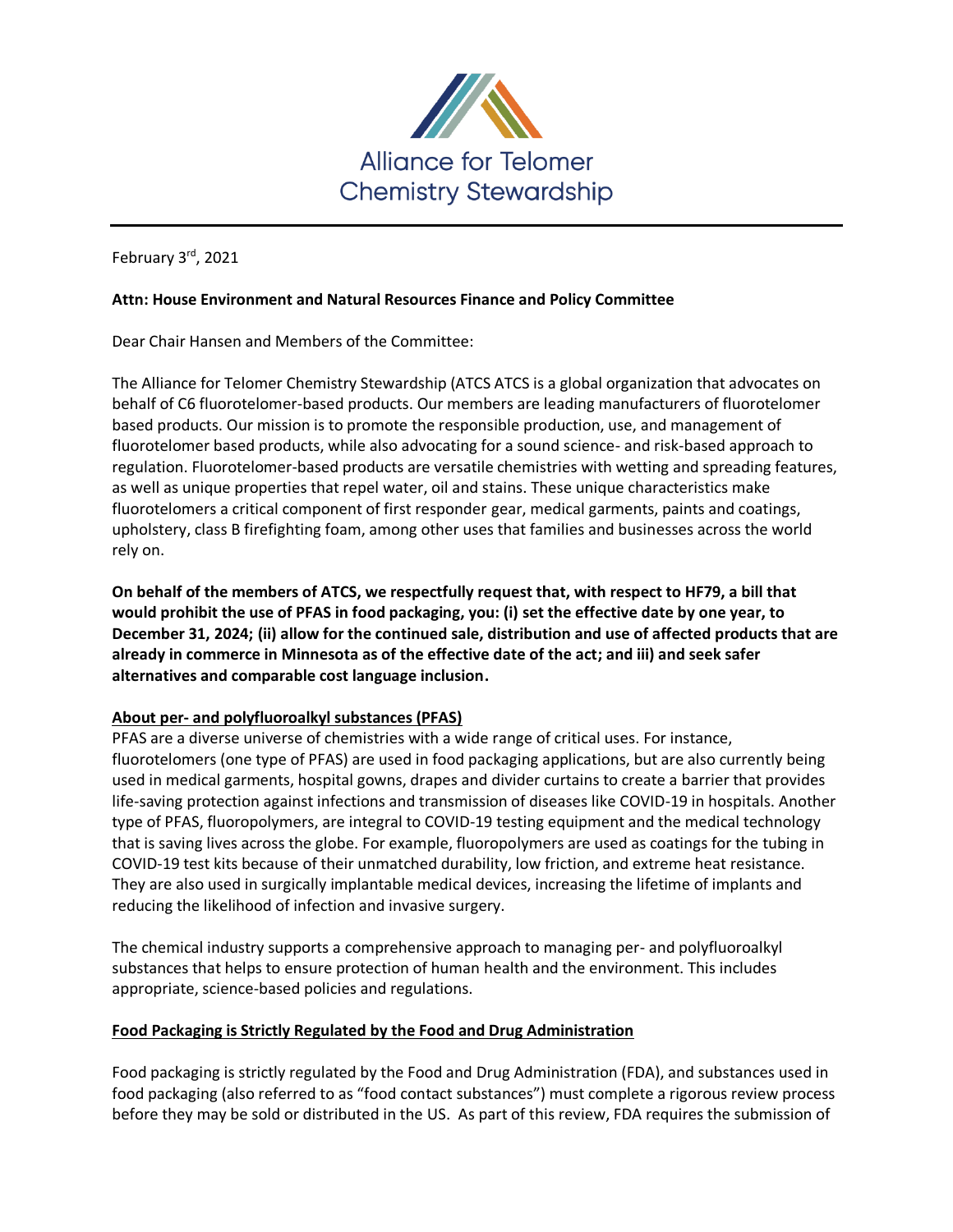Alliance for Telomer Chemistry Stewardship

February 3rd, 2021

**Attn: House Environment and Natural Resources Finance and Policy Committee**

Dear Chair Hansen and Members of the Committee:

The Alliance for Telomer Chemistry Stewardship (ATCS ATCS is a global organization that advocates on behalf of C6 fluorotelomer-based products. Our members are leading manufacturers of fluorotelomer based products. Our mission is to promote the responsible production, use, and management of fluorotelomer based products, while also advocating for a sound science- and risk-based approach to regulation. Fluorotelomer-based products are versatile chemistries with wetting and spreading features, as well as unique properties that repel water, oil and stains. These unique characteristics make fluorotelomers a critical component of first responder gear, medical garments, paints and coatings, upholstery, class B firefighting foam, among other uses that families and businesses across the world rely on.

**On behalf of the members of ATCS, we respectfully request that, with respect to HF79, a bill that would prohibit the use of PFAS in food packaging, you: (i) set the effective date by one year, to December 31, 2024; (ii) allow for the continued sale, distribution and use of affected products that are already in commerce in Minnesota as of the effective date of the act; and iii) and seek safer alternatives and comparable cost language inclusion.**

**<u>About per- and polyfluoroalkyl substances (PFAS)</u>**

PFAS are a diverse universe of chemistries with a wide range of critical uses. For instance, fluorotelomers (one type of PFAS) are used in food packaging applications, but are also currently being used in medical garments, hospital gowns, drapes and divider curtains to create a barrier that provides life-saving protection against infections and transmission of diseases like COVID-19 in hospitals. Another type of PFAS, fluoropolymers, are integral to COVID-19 testing equipment and the medical technology that is saving lives across the globe. For example, fluoropolymers are used as coatings for the tubing in COVID-19 test kits because of their unmatched durability, low friction, and extreme heat resistance. They are also used in surgically implantable medical devices, increasing the lifetime of implants and reducing the likelihood of infection and invasive surgery.

The chemical industry supports a comprehensive approach to managing per- and polyfluoroalkyl substances that helps to ensure protection of human health and the environment. This includes appropriate, science-based policies and regulations.

**<u>Food Packaging is Strictly Regulated by the Food and Drug Administration</u>**

Food packaging is strictly regulated by the Food and Drug Administration (FDA), and substances used in food packaging (also referred to as "food contact substances") must complete a rigorous review process before they may be sold or distributed in the US. As part of this review, FDA requires the submission of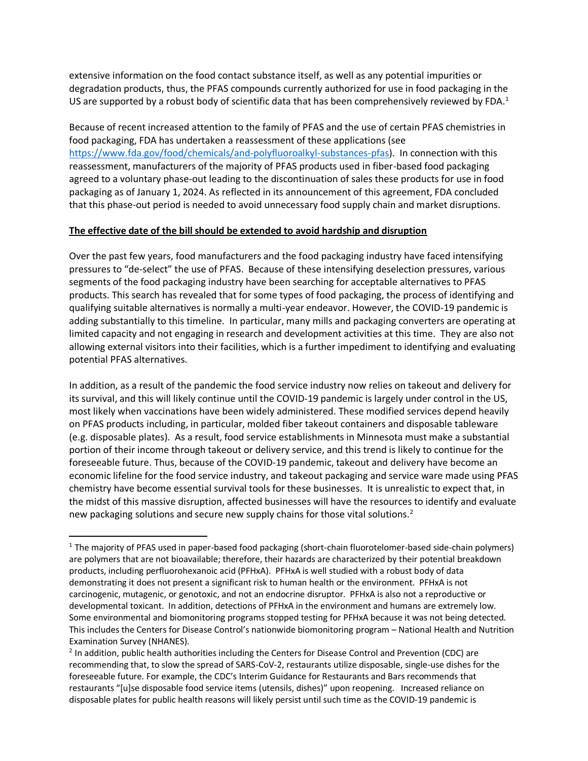extensive information on the food contact substance itself, as well as any potential impurities or degradation products, thus, the PFAS compounds currently authorized for use in food packaging in the US are supported by a robust body of scientific data that has been comprehensively reviewed by FDA.[1]

Because of recent increased attention to the family of PFAS and the use of certain PFAS chemistries in food packaging, FDA has undertaken a reassessment of these applications (see https://www.fda.gov/food/chemicals/and-polyfluoroalkyl-substances-pfas). In connection with this reassessment, manufacturers of the majority of PFAS products used in fiber-based food packaging agreed to a voluntary phase-out leading to the discontinuation of sales these products for use in food packaging as of January 1, 2024. As reflected in its announcement of this agreement, FDA concluded that this phase-out period is needed to avoid unnecessary food supply chain and market disruptions.

**The effective date of the bill should be extended to avoid hardship and disruption**

Over the past few years, food manufacturers and the food packaging industry have faced intensifying pressures to "de-select" the use of PFAS. Because of these intensifying deselection pressures, various segments of the food packaging industry have been searching for acceptable alternatives to PFAS products. This search has revealed that for some types of food packaging, the process of identifying and qualifying suitable alternatives is normally a multi-year endeavor. However, the COVID-19 pandemic is adding substantially to this timeline. In particular, many mills and packaging converters are operating at limited capacity and not engaging in research and development activities at this time. They are also not allowing external visitors into their facilities, which is a further impediment to identifying and evaluating potential PFAS alternatives.

In addition, as a result of the pandemic the food service industry now relies on takeout and delivery for its survival, and this will likely continue until the COVID-19 pandemic is largely under control in the US, most likely when vaccinations have been widely administered. These modified services depend heavily on PFAS products including, in particular, molded fiber takeout containers and disposable tableware (e.g. disposable plates). As a result, food service establishments in Minnesota must make a substantial portion of their income through takeout or delivery service, and this trend is likely to continue for the foreseeable future. Thus, because of the COVID-19 pandemic, takeout and delivery have become an economic lifeline for the food service industry, and takeout packaging and service ware made using PFAS chemistry have become essential survival tools for these businesses. It is unrealistic to expect that, in the midst of this massive disruption, affected businesses will have the resources to identify and evaluate new packaging solutions and secure new supply chains for those vital solutions.[2]

---

[1] The majority of PFAS used in paper-based food packaging (short-chain fluorotelomer-based side-chain polymers) are polymers that are not bioavailable; therefore, their hazards are characterized by their potential breakdown products, including perfluorohexanoic acid (PFHxA). PFHxA is well studied with a robust body of data demonstrating it does not present a significant risk to human health or the environment. PFHxA is not carcinogenic, mutagenic, or genotoxic, and not an endocrine disruptor. PFHxA is also not a reproductive or developmental toxicant. In addition, detections of PFHxA in the environment and humans are extremely low. Some environmental and biomonitoring programs stopped testing for PFHxA because it was not being detected. This includes the Centers for Disease Control's nationwide biomonitoring program – National Health and Nutrition Examination Survey (NHANES).

[2] In addition, public health authorities including the Centers for Disease Control and Prevention (CDC) are recommending that, to slow the spread of SARS-CoV-2, restaurants utilize disposable, single-use dishes for the foreseeable future. For example, the CDC's Interim Guidance for Restaurants and Bars recommends that restaurants "[u]se disposable food service items (utensils, dishes)" upon reopening. Increased reliance on disposable plates for public health reasons will likely persist until such time as the COVID-19 pandemic is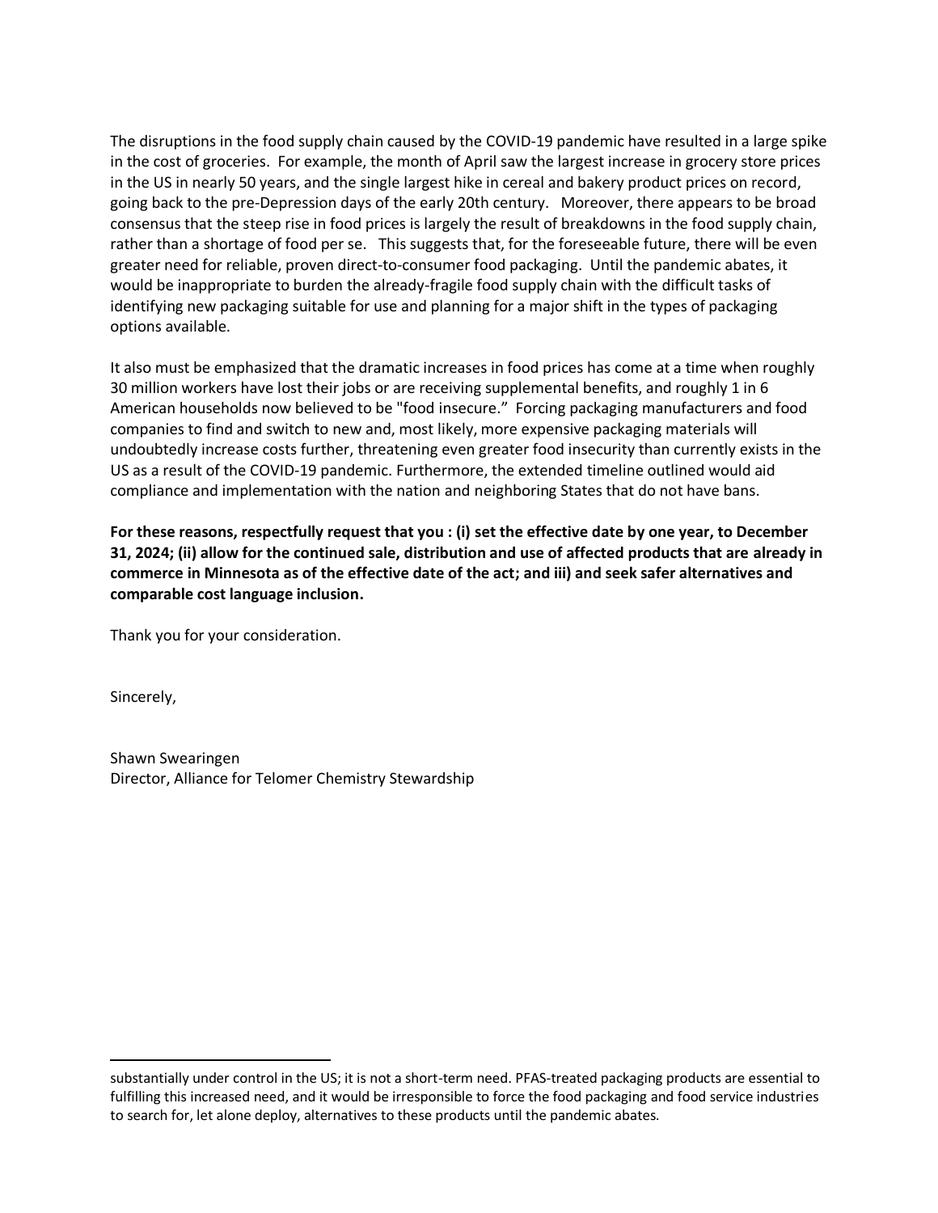The disruptions in the food supply chain caused by the COVID-19 pandemic have resulted in a large spike in the cost of groceries. For example, the month of April saw the largest increase in grocery store prices in the US in nearly 50 years, and the single largest hike in cereal and bakery product prices on record, going back to the pre-Depression days of the early 20th century. Moreover, there appears to be broad consensus that the steep rise in food prices is largely the result of breakdowns in the food supply chain, rather than a shortage of food per se. This suggests that, for the foreseeable future, there will be even greater need for reliable, proven direct-to-consumer food packaging. Until the pandemic abates, it would be inappropriate to burden the already-fragile food supply chain with the difficult tasks of identifying new packaging suitable for use and planning for a major shift in the types of packaging options available.

It also must be emphasized that the dramatic increases in food prices has come at a time when roughly 30 million workers have lost their jobs or are receiving supplemental benefits, and roughly 1 in 6 American households now believed to be "food insecure." Forcing packaging manufacturers and food companies to find and switch to new and, most likely, more expensive packaging materials will undoubtedly increase costs further, threatening even greater food insecurity than currently exists in the US as a result of the COVID-19 pandemic. Furthermore, the extended timeline outlined would aid compliance and implementation with the nation and neighboring States that do not have bans.

**For these reasons, respectfully request that you : (i) set the effective date by one year, to December 31, 2024; (ii) allow for the continued sale, distribution and use of affected products that are already in commerce in Minnesota as of the effective date of the act; and iii) and seek safer alternatives and comparable cost language inclusion.**

Thank you for your consideration.

Sincerely,

Shawn Swearingen
Director, Alliance for Telomer Chemistry Stewardship

---

substantially under control in the US; it is not a short-term need. PFAS-treated packaging products are essential to fulfilling this increased need, and it would be irresponsible to force the food packaging and food service industries to search for, let alone deploy, alternatives to these products until the pandemic abates.